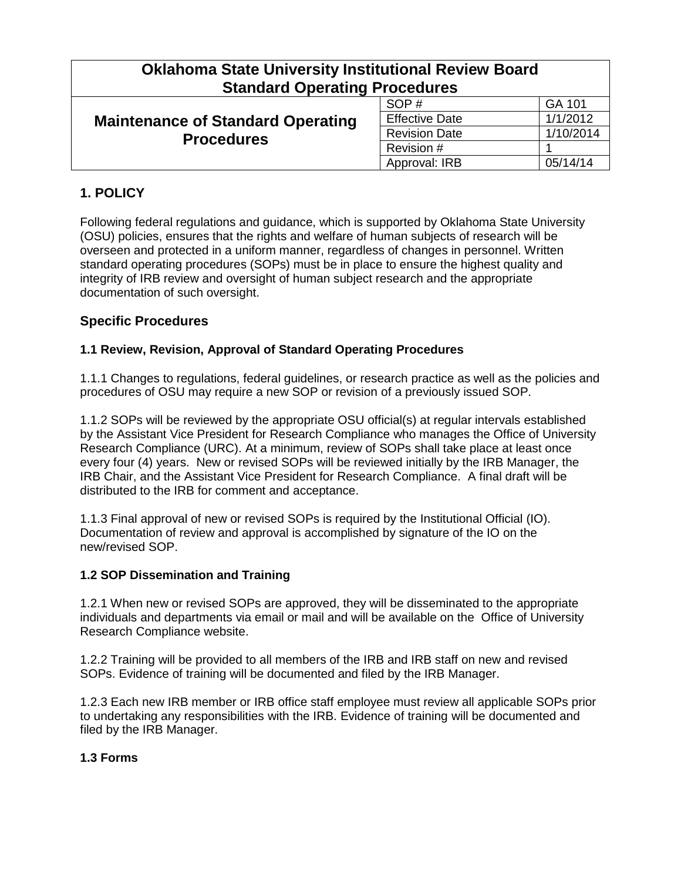| Oklahoma State University Institutional Review Board Standard Operating Procedures | | |
|---|---|---|
| **Maintenance of Standard Operating Procedures** | SOP # | GA 101 |
| | Effective Date | 1/1/2012 |
| | Revision Date | 1/10/2014 |
| | Revision # | 1 |
| | Approval: IRB | 05/14/14 |

## 1. POLICY

Following federal regulations and guidance, which is supported by Oklahoma State University (OSU) policies, ensures that the rights and welfare of human subjects of research will be overseen and protected in a uniform manner, regardless of changes in personnel. Written standard operating procedures (SOPs) must be in place to ensure the highest quality and integrity of IRB review and oversight of human subject research and the appropriate documentation of such oversight.

## Specific Procedures

### 1.1 Review, Revision, Approval of Standard Operating Procedures

1.1.1 Changes to regulations, federal guidelines, or research practice as well as the policies and procedures of OSU may require a new SOP or revision of a previously issued SOP.

1.1.2 SOPs will be reviewed by the appropriate OSU official(s) at regular intervals established by the Assistant Vice President for Research Compliance who manages the Office of University Research Compliance (URC). At a minimum, review of SOPs shall take place at least once every four (4) years. New or revised SOPs will be reviewed initially by the IRB Manager, the IRB Chair, and the Assistant Vice President for Research Compliance. A final draft will be distributed to the IRB for comment and acceptance.

1.1.3 Final approval of new or revised SOPs is required by the Institutional Official (IO). Documentation of review and approval is accomplished by signature of the IO on the new/revised SOP.

### 1.2 SOP Dissemination and Training

1.2.1 When new or revised SOPs are approved, they will be disseminated to the appropriate individuals and departments via email or mail and will be available on the Office of University Research Compliance website.

1.2.2 Training will be provided to all members of the IRB and IRB staff on new and revised SOPs. Evidence of training will be documented and filed by the IRB Manager.

1.2.3 Each new IRB member or IRB office staff employee must review all applicable SOPs prior to undertaking any responsibilities with the IRB. Evidence of training will be documented and filed by the IRB Manager.

### 1.3 Forms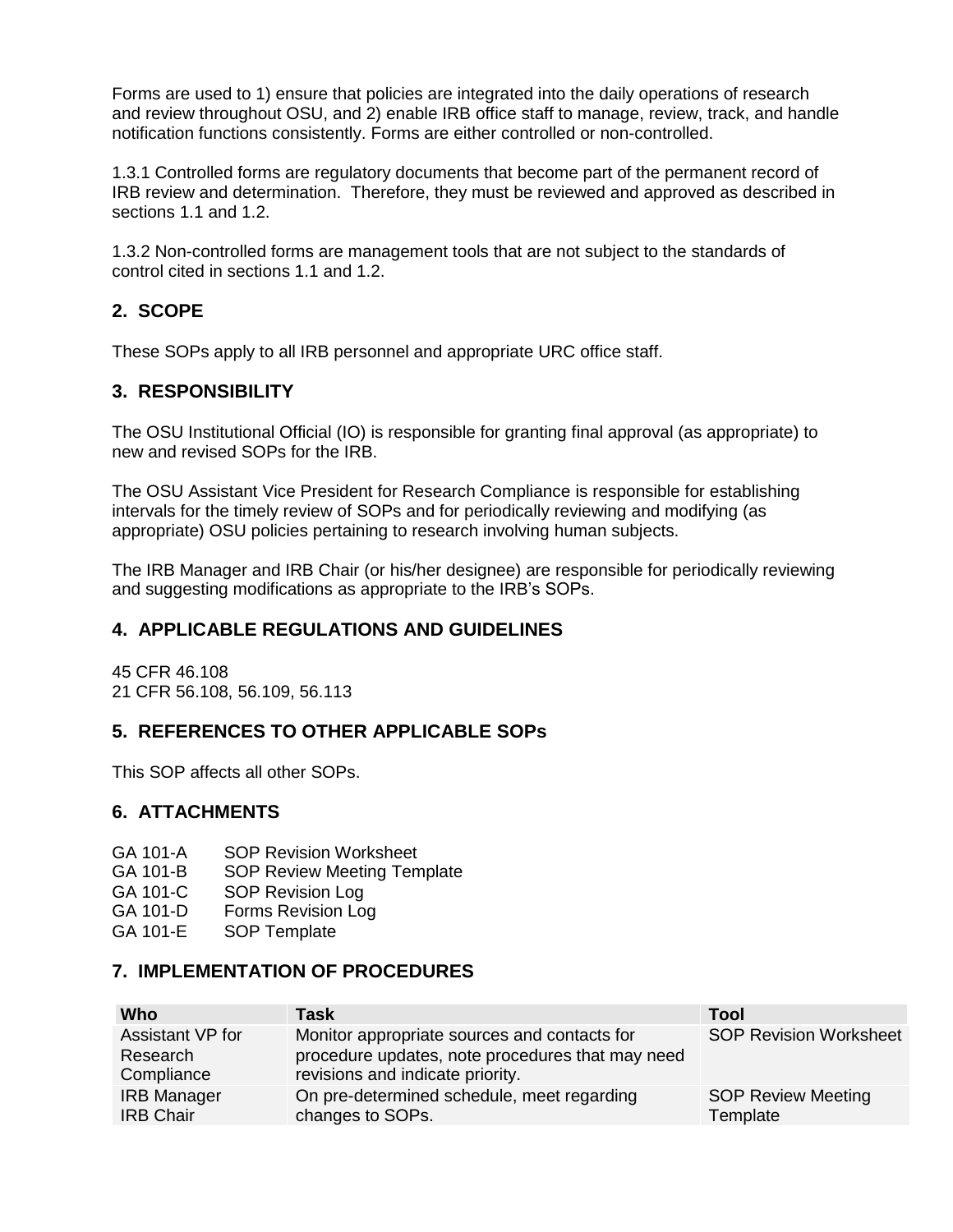Forms are used to 1) ensure that policies are integrated into the daily operations of research and review throughout OSU, and 2) enable IRB office staff to manage, review, track, and handle notification functions consistently. Forms are either controlled or non-controlled.

1.3.1 Controlled forms are regulatory documents that become part of the permanent record of IRB review and determination. Therefore, they must be reviewed and approved as described in sections 1.1 and 1.2.

1.3.2 Non-controlled forms are management tools that are not subject to the standards of control cited in sections 1.1 and 1.2.

## 2. SCOPE

These SOPs apply to all IRB personnel and appropriate URC office staff.

## 3. RESPONSIBILITY

The OSU Institutional Official (IO) is responsible for granting final approval (as appropriate) to new and revised SOPs for the IRB.

The OSU Assistant Vice President for Research Compliance is responsible for establishing intervals for the timely review of SOPs and for periodically reviewing and modifying (as appropriate) OSU policies pertaining to research involving human subjects.

The IRB Manager and IRB Chair (or his/her designee) are responsible for periodically reviewing and suggesting modifications as appropriate to the IRB's SOPs.

## 4. APPLICABLE REGULATIONS AND GUIDELINES

45 CFR 46.108
21 CFR 56.108, 56.109, 56.113

## 5. REFERENCES TO OTHER APPLICABLE SOPs

This SOP affects all other SOPs.

## 6. ATTACHMENTS

GA 101-A SOP Revision Worksheet
GA 101-B SOP Review Meeting Template
GA 101-C SOP Revision Log
GA 101-D Forms Revision Log
GA 101-E SOP Template

## 7. IMPLEMENTATION OF PROCEDURES

| Who | Task | Tool |
| --- | --- | --- |
| Assistant VP for Research Compliance | Monitor appropriate sources and contacts for procedure updates, note procedures that may need revisions and indicate priority. | SOP Revision Worksheet |
| IRB Manager<br>IRB Chair | On pre-determined schedule, meet regarding changes to SOPs. | SOP Review Meeting Template |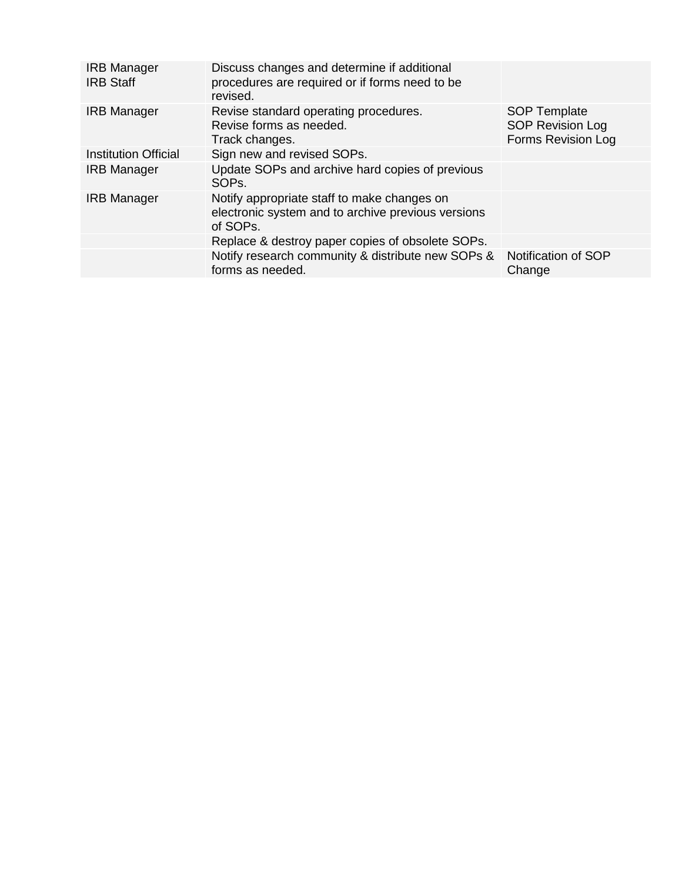| | | |
|---|---|---|
| IRB Manager<br>IRB Staff | Discuss changes and determine if additional procedures are required or if forms need to be revised. | |
| IRB Manager | Revise standard operating procedures.<br>Revise forms as needed.<br>Track changes. | SOP Template<br>SOP Revision Log<br>Forms Revision Log |
| Institution Official | Sign new and revised SOPs. | |
| IRB Manager | Update SOPs and archive hard copies of previous SOPs. | |
| IRB Manager | Notify appropriate staff to make changes on electronic system and to archive previous versions of SOPs. | |
| | Replace & destroy paper copies of obsolete SOPs. | |
| | Notify research community & distribute new SOPs & forms as needed. | Notification of SOP Change |